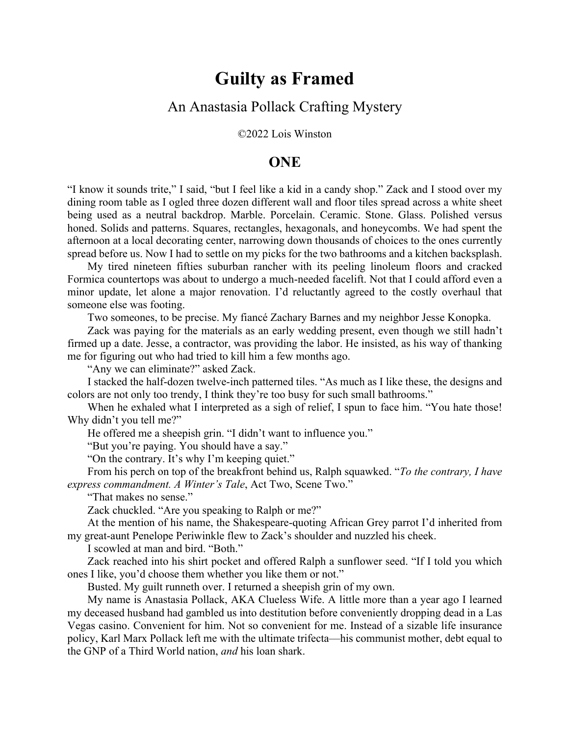# Guilty as Framed

## An Anastasia Pollack Crafting Mystery

©2022 Lois Winston

## ONE

"I know it sounds trite," I said, "but I feel like a kid in a candy shop." Zack and I stood over my dining room table as I ogled three dozen different wall and floor tiles spread across a white sheet being used as a neutral backdrop. Marble. Porcelain. Ceramic. Stone. Glass. Polished versus honed. Solids and patterns. Squares, rectangles, hexagonals, and honeycombs. We had spent the afternoon at a local decorating center, narrowing down thousands of choices to the ones currently spread before us. Now I had to settle on my picks for the two bathrooms and a kitchen backsplash.

My tired nineteen fifties suburban rancher with its peeling linoleum floors and cracked Formica countertops was about to undergo a much-needed facelift. Not that I could afford even a minor update, let alone a major renovation. I'd reluctantly agreed to the costly overhaul that someone else was footing.

Two someones, to be precise. My fiancé Zachary Barnes and my neighbor Jesse Konopka.

Zack was paying for the materials as an early wedding present, even though we still hadn't firmed up a date. Jesse, a contractor, was providing the labor. He insisted, as his way of thanking me for figuring out who had tried to kill him a few months ago.

"Any we can eliminate?" asked Zack.

I stacked the half-dozen twelve-inch patterned tiles. "As much as I like these, the designs and colors are not only too trendy, I think they're too busy for such small bathrooms."

When he exhaled what I interpreted as a sigh of relief, I spun to face him. "You hate those! Why didn't you tell me?"

He offered me a sheepish grin. "I didn't want to influence you."

"But you're paying. You should have a say."

"On the contrary. It's why I'm keeping quiet."

From his perch on top of the breakfront behind us, Ralph squawked. "*To the contrary, I have express commandment. A Winter's Tale*, Act Two, Scene Two."

"That makes no sense."

Zack chuckled. "Are you speaking to Ralph or me?"

At the mention of his name, the Shakespeare-quoting African Grey parrot I'd inherited from my great-aunt Penelope Periwinkle flew to Zack's shoulder and nuzzled his cheek.

I scowled at man and bird. "Both."

Zack reached into his shirt pocket and offered Ralph a sunflower seed. "If I told you which ones I like, you'd choose them whether you like them or not."

Busted. My guilt runneth over. I returned a sheepish grin of my own.

My name is Anastasia Pollack, AKA Clueless Wife. A little more than a year ago I learned my deceased husband had gambled us into destitution before conveniently dropping dead in a Las Vegas casino. Convenient for him. Not so convenient for me. Instead of a sizable life insurance policy, Karl Marx Pollack left me with the ultimate trifecta—his communist mother, debt equal to the GNP of a Third World nation, *and* his loan shark.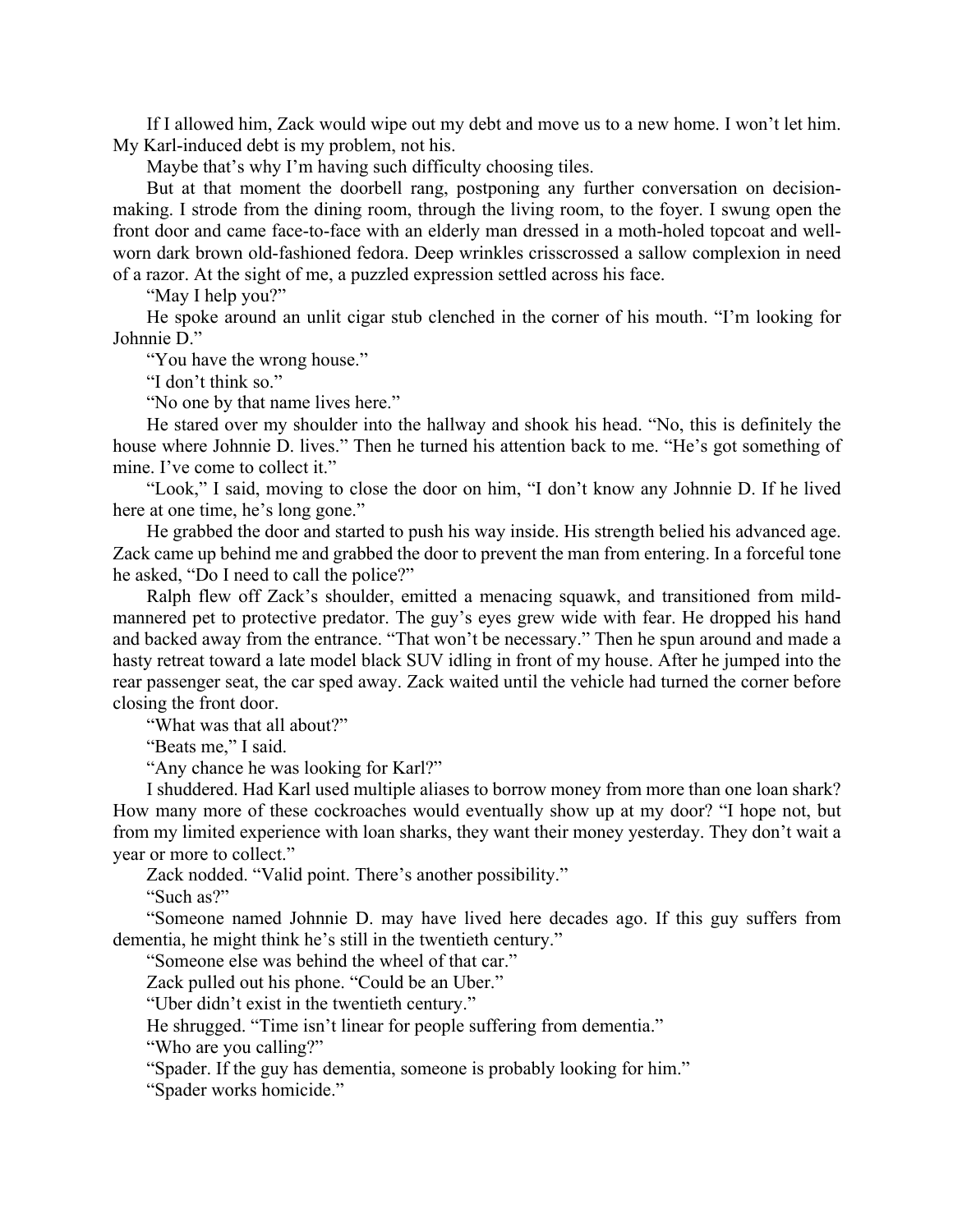If I allowed him, Zack would wipe out my debt and move us to a new home. I won't let him. My Karl-induced debt is my problem, not his.

Maybe that's why I'm having such difficulty choosing tiles.

But at that moment the doorbell rang, postponing any further conversation on decision-making. I strode from the dining room, through the living room, to the foyer. I swung open the front door and came face-to-face with an elderly man dressed in a moth-holed topcoat and well-worn dark brown old-fashioned fedora. Deep wrinkles crisscrossed a sallow complexion in need of a razor. At the sight of me, a puzzled expression settled across his face.

"May I help you?"

He spoke around an unlit cigar stub clenched in the corner of his mouth. "I'm looking for Johnnie D."

"You have the wrong house."

"I don't think so."

"No one by that name lives here."

He stared over my shoulder into the hallway and shook his head. "No, this is definitely the house where Johnnie D. lives." Then he turned his attention back to me. "He's got something of mine. I've come to collect it."

"Look," I said, moving to close the door on him, "I don't know any Johnnie D. If he lived here at one time, he's long gone."

He grabbed the door and started to push his way inside. His strength belied his advanced age. Zack came up behind me and grabbed the door to prevent the man from entering. In a forceful tone he asked, "Do I need to call the police?"

Ralph flew off Zack's shoulder, emitted a menacing squawk, and transitioned from mild-mannered pet to protective predator. The guy's eyes grew wide with fear. He dropped his hand and backed away from the entrance. "That won't be necessary." Then he spun around and made a hasty retreat toward a late model black SUV idling in front of my house. After he jumped into the rear passenger seat, the car sped away. Zack waited until the vehicle had turned the corner before closing the front door.

"What was that all about?"

"Beats me," I said.

"Any chance he was looking for Karl?"

I shuddered. Had Karl used multiple aliases to borrow money from more than one loan shark? How many more of these cockroaches would eventually show up at my door? "I hope not, but from my limited experience with loan sharks, they want their money yesterday. They don't wait a year or more to collect."

Zack nodded. "Valid point. There's another possibility."

"Such as?"

"Someone named Johnnie D. may have lived here decades ago. If this guy suffers from dementia, he might think he's still in the twentieth century."

"Someone else was behind the wheel of that car."

Zack pulled out his phone. "Could be an Uber."

"Uber didn't exist in the twentieth century."

He shrugged. "Time isn't linear for people suffering from dementia."

"Who are you calling?"

"Spader. If the guy has dementia, someone is probably looking for him."

"Spader works homicide."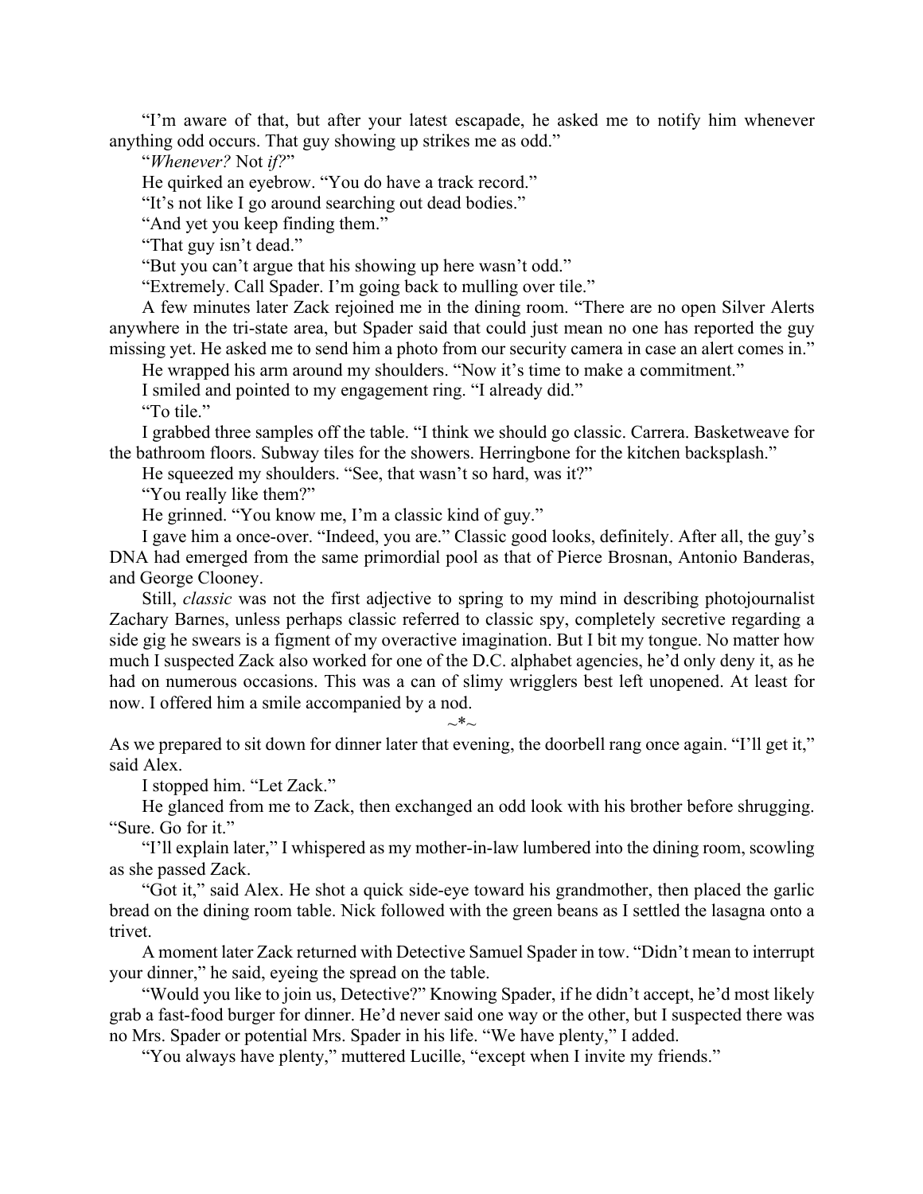"I'm aware of that, but after your latest escapade, he asked me to notify him whenever anything odd occurs. That guy showing up strikes me as odd."

"*Whenever?* Not *if?*"

He quirked an eyebrow. "You do have a track record."

"It's not like I go around searching out dead bodies."

"And yet you keep finding them."

"That guy isn't dead."

"But you can't argue that his showing up here wasn't odd."

"Extremely. Call Spader. I'm going back to mulling over tile."

A few minutes later Zack rejoined me in the dining room. "There are no open Silver Alerts anywhere in the tri-state area, but Spader said that could just mean no one has reported the guy missing yet. He asked me to send him a photo from our security camera in case an alert comes in."

He wrapped his arm around my shoulders. "Now it's time to make a commitment."

I smiled and pointed to my engagement ring. "I already did."

"To tile."

I grabbed three samples off the table. "I think we should go classic. Carrera. Basketweave for the bathroom floors. Subway tiles for the showers. Herringbone for the kitchen backsplash."

He squeezed my shoulders. "See, that wasn't so hard, was it?"

"You really like them?"

He grinned. "You know me, I'm a classic kind of guy."

I gave him a once-over. "Indeed, you are." Classic good looks, definitely. After all, the guy's DNA had emerged from the same primordial pool as that of Pierce Brosnan, Antonio Banderas, and George Clooney.

Still, *classic* was not the first adjective to spring to my mind in describing photojournalist Zachary Barnes, unless perhaps classic referred to classic spy, completely secretive regarding a side gig he swears is a figment of my overactive imagination. But I bit my tongue. No matter how much I suspected Zack also worked for one of the D.C. alphabet agencies, he'd only deny it, as he had on numerous occasions. This was a can of slimy wrigglers best left unopened. At least for now. I offered him a smile accompanied by a nod.

~*~

As we prepared to sit down for dinner later that evening, the doorbell rang once again. "I'll get it," said Alex.

I stopped him. "Let Zack."

He glanced from me to Zack, then exchanged an odd look with his brother before shrugging. "Sure. Go for it."

"I'll explain later," I whispered as my mother-in-law lumbered into the dining room, scowling as she passed Zack.

"Got it," said Alex. He shot a quick side-eye toward his grandmother, then placed the garlic bread on the dining room table. Nick followed with the green beans as I settled the lasagna onto a trivet.

A moment later Zack returned with Detective Samuel Spader in tow. "Didn't mean to interrupt your dinner," he said, eyeing the spread on the table.

"Would you like to join us, Detective?" Knowing Spader, if he didn't accept, he'd most likely grab a fast-food burger for dinner. He'd never said one way or the other, but I suspected there was no Mrs. Spader or potential Mrs. Spader in his life. "We have plenty," I added.

"You always have plenty," muttered Lucille, "except when I invite my friends."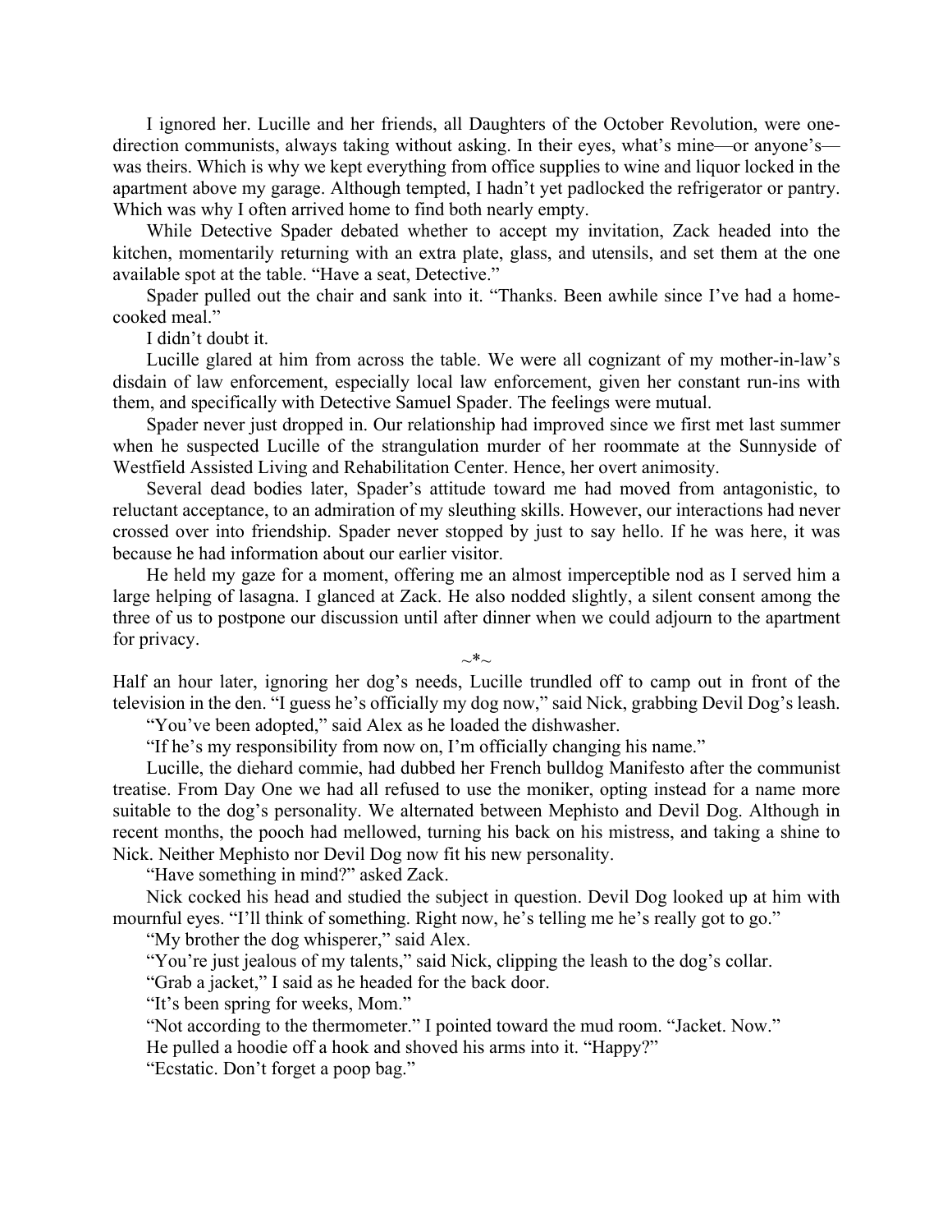I ignored her. Lucille and her friends, all Daughters of the October Revolution, were one-direction communists, always taking without asking. In their eyes, what's mine—or anyone's—was theirs. Which is why we kept everything from office supplies to wine and liquor locked in the apartment above my garage. Although tempted, I hadn't yet padlocked the refrigerator or pantry. Which was why I often arrived home to find both nearly empty.

While Detective Spader debated whether to accept my invitation, Zack headed into the kitchen, momentarily returning with an extra plate, glass, and utensils, and set them at the one available spot at the table. "Have a seat, Detective."

Spader pulled out the chair and sank into it. "Thanks. Been awhile since I've had a home-cooked meal."

I didn't doubt it.

Lucille glared at him from across the table. We were all cognizant of my mother-in-law's disdain of law enforcement, especially local law enforcement, given her constant run-ins with them, and specifically with Detective Samuel Spader. The feelings were mutual.

Spader never just dropped in. Our relationship had improved since we first met last summer when he suspected Lucille of the strangulation murder of her roommate at the Sunnyside of Westfield Assisted Living and Rehabilitation Center. Hence, her overt animosity.

Several dead bodies later, Spader's attitude toward me had moved from antagonistic, to reluctant acceptance, to an admiration of my sleuthing skills. However, our interactions had never crossed over into friendship. Spader never stopped by just to say hello. If he was here, it was because he had information about our earlier visitor.

He held my gaze for a moment, offering me an almost imperceptible nod as I served him a large helping of lasagna. I glanced at Zack. He also nodded slightly, a silent consent among the three of us to postpone our discussion until after dinner when we could adjourn to the apartment for privacy.

~*~

Half an hour later, ignoring her dog's needs, Lucille trundled off to camp out in front of the television in the den. "I guess he's officially my dog now," said Nick, grabbing Devil Dog's leash.

"You've been adopted," said Alex as he loaded the dishwasher.

"If he's my responsibility from now on, I'm officially changing his name."

Lucille, the diehard commie, had dubbed her French bulldog Manifesto after the communist treatise. From Day One we had all refused to use the moniker, opting instead for a name more suitable to the dog's personality. We alternated between Mephisto and Devil Dog. Although in recent months, the pooch had mellowed, turning his back on his mistress, and taking a shine to Nick. Neither Mephisto nor Devil Dog now fit his new personality.

"Have something in mind?" asked Zack.

Nick cocked his head and studied the subject in question. Devil Dog looked up at him with mournful eyes. "I'll think of something. Right now, he's telling me he's really got to go."

"My brother the dog whisperer," said Alex.

"You're just jealous of my talents," said Nick, clipping the leash to the dog's collar.

"Grab a jacket," I said as he headed for the back door.

"It's been spring for weeks, Mom."

"Not according to the thermometer." I pointed toward the mud room. "Jacket. Now."

He pulled a hoodie off a hook and shoved his arms into it. "Happy?"

"Ecstatic. Don't forget a poop bag."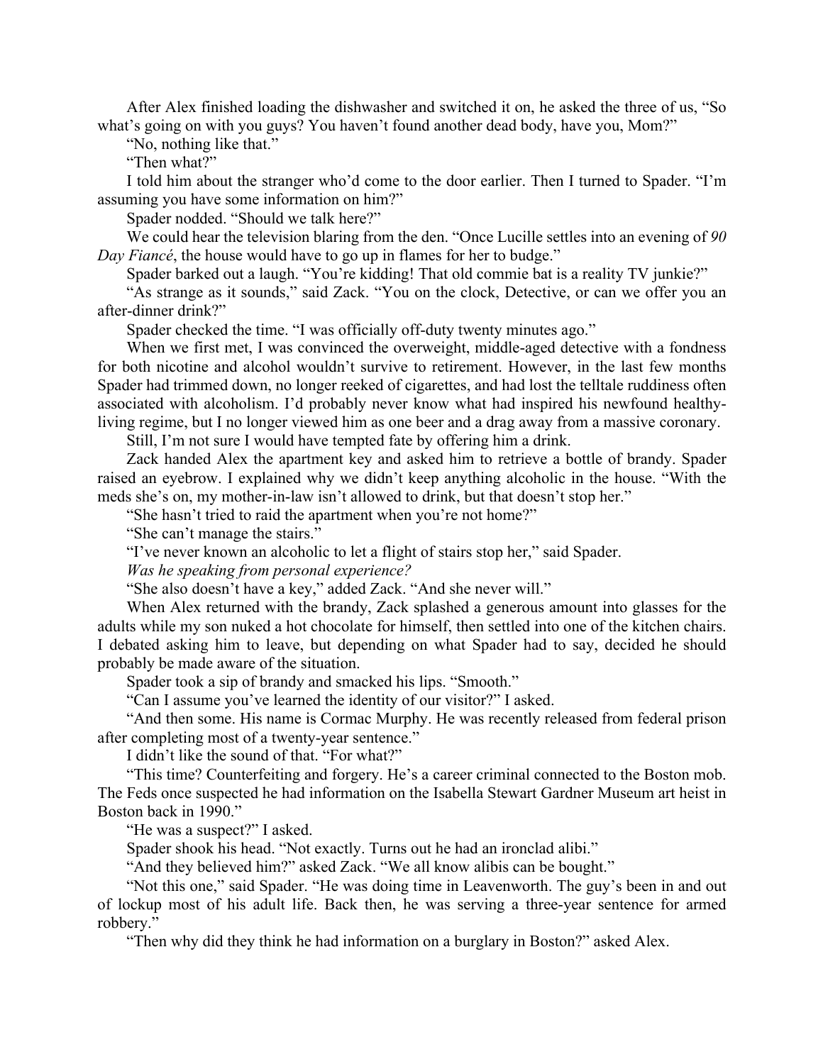After Alex finished loading the dishwasher and switched it on, he asked the three of us, "So what's going on with you guys? You haven't found another dead body, have you, Mom?"

"No, nothing like that."

"Then what?"

I told him about the stranger who'd come to the door earlier. Then I turned to Spader. "I'm assuming you have some information on him?"

Spader nodded. "Should we talk here?"

We could hear the television blaring from the den. "Once Lucille settles into an evening of *90 Day Fiancé*, the house would have to go up in flames for her to budge."

Spader barked out a laugh. "You're kidding! That old commie bat is a reality TV junkie?"

"As strange as it sounds," said Zack. "You on the clock, Detective, or can we offer you an after-dinner drink?"

Spader checked the time. "I was officially off-duty twenty minutes ago."

When we first met, I was convinced the overweight, middle-aged detective with a fondness for both nicotine and alcohol wouldn't survive to retirement. However, in the last few months Spader had trimmed down, no longer reeked of cigarettes, and had lost the telltale ruddiness often associated with alcoholism. I'd probably never know what had inspired his newfound healthy-living regime, but I no longer viewed him as one beer and a drag away from a massive coronary.

Still, I'm not sure I would have tempted fate by offering him a drink.

Zack handed Alex the apartment key and asked him to retrieve a bottle of brandy. Spader raised an eyebrow. I explained why we didn't keep anything alcoholic in the house. "With the meds she's on, my mother-in-law isn't allowed to drink, but that doesn't stop her."

"She hasn't tried to raid the apartment when you're not home?"

"She can't manage the stairs."

"I've never known an alcoholic to let a flight of stairs stop her," said Spader.

*Was he speaking from personal experience?*

"She also doesn't have a key," added Zack. "And she never will."

When Alex returned with the brandy, Zack splashed a generous amount into glasses for the adults while my son nuked a hot chocolate for himself, then settled into one of the kitchen chairs. I debated asking him to leave, but depending on what Spader had to say, decided he should probably be made aware of the situation.

Spader took a sip of brandy and smacked his lips. "Smooth."

"Can I assume you've learned the identity of our visitor?" I asked.

"And then some. His name is Cormac Murphy. He was recently released from federal prison after completing most of a twenty-year sentence."

I didn't like the sound of that. "For what?"

"This time? Counterfeiting and forgery. He's a career criminal connected to the Boston mob. The Feds once suspected he had information on the Isabella Stewart Gardner Museum art heist in Boston back in 1990."

"He was a suspect?" I asked.

Spader shook his head. "Not exactly. Turns out he had an ironclad alibi."

"And they believed him?" asked Zack. "We all know alibis can be bought."

"Not this one," said Spader. "He was doing time in Leavenworth. The guy's been in and out of lockup most of his adult life. Back then, he was serving a three-year sentence for armed robbery."

"Then why did they think he had information on a burglary in Boston?" asked Alex.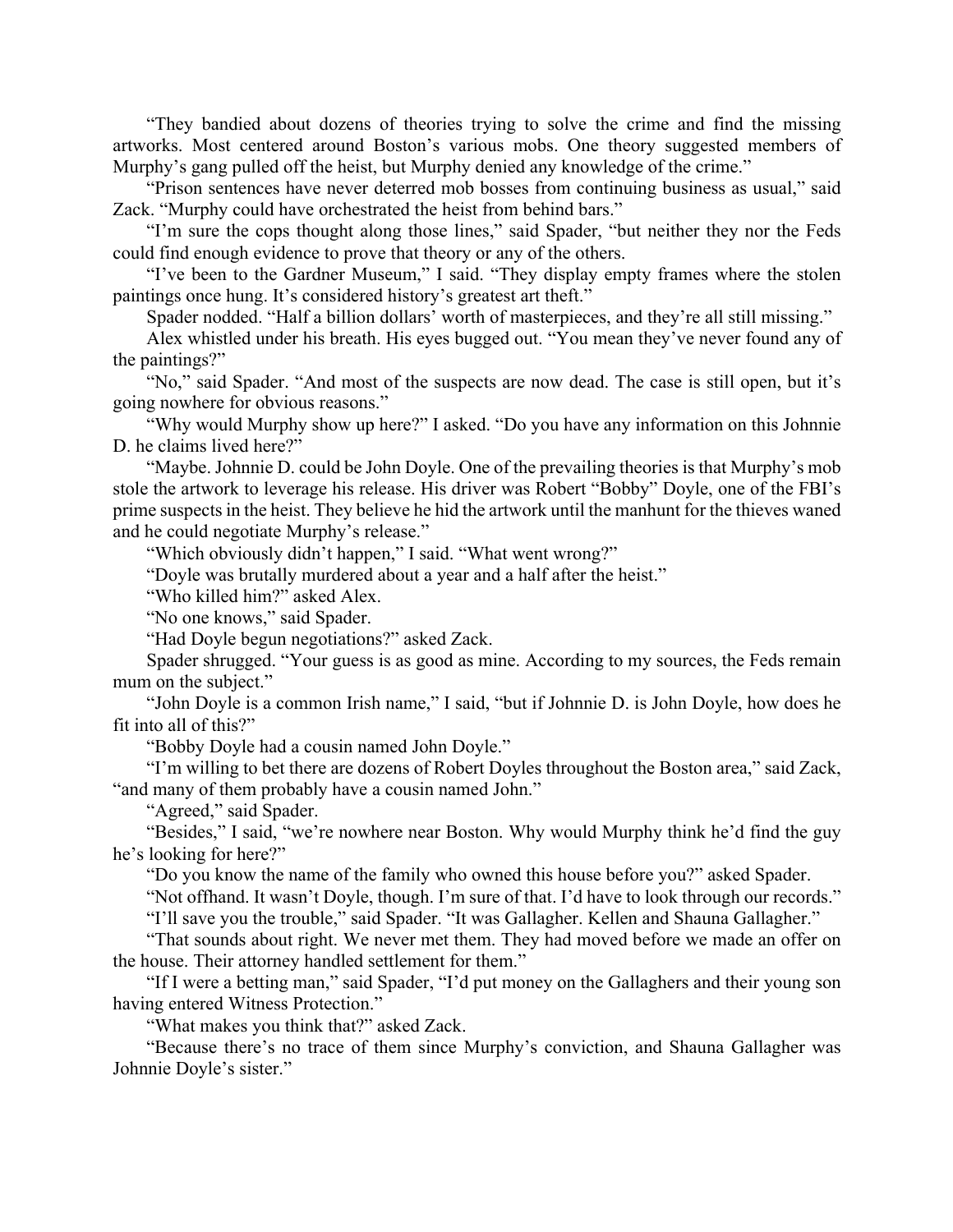"They bandied about dozens of theories trying to solve the crime and find the missing artworks. Most centered around Boston's various mobs. One theory suggested members of Murphy's gang pulled off the heist, but Murphy denied any knowledge of the crime."

"Prison sentences have never deterred mob bosses from continuing business as usual," said Zack. "Murphy could have orchestrated the heist from behind bars."

"I'm sure the cops thought along those lines," said Spader, "but neither they nor the Feds could find enough evidence to prove that theory or any of the others.

"I've been to the Gardner Museum," I said. "They display empty frames where the stolen paintings once hung. It's considered history's greatest art theft."

Spader nodded. "Half a billion dollars' worth of masterpieces, and they're all still missing."

Alex whistled under his breath. His eyes bugged out. "You mean they've never found any of the paintings?"

"No," said Spader. "And most of the suspects are now dead. The case is still open, but it's going nowhere for obvious reasons."

"Why would Murphy show up here?" I asked. "Do you have any information on this Johnnie D. he claims lived here?"

"Maybe. Johnnie D. could be John Doyle. One of the prevailing theories is that Murphy's mob stole the artwork to leverage his release. His driver was Robert "Bobby" Doyle, one of the FBI's prime suspects in the heist. They believe he hid the artwork until the manhunt for the thieves waned and he could negotiate Murphy's release."

"Which obviously didn't happen," I said. "What went wrong?"

"Doyle was brutally murdered about a year and a half after the heist."

"Who killed him?" asked Alex.

"No one knows," said Spader.

"Had Doyle begun negotiations?" asked Zack.

Spader shrugged. "Your guess is as good as mine. According to my sources, the Feds remain mum on the subject."

"John Doyle is a common Irish name," I said, "but if Johnnie D. is John Doyle, how does he fit into all of this?"

"Bobby Doyle had a cousin named John Doyle."

"I'm willing to bet there are dozens of Robert Doyles throughout the Boston area," said Zack, "and many of them probably have a cousin named John."

"Agreed," said Spader.

"Besides," I said, "we're nowhere near Boston. Why would Murphy think he'd find the guy he's looking for here?"

"Do you know the name of the family who owned this house before you?" asked Spader.

"Not offhand. It wasn't Doyle, though. I'm sure of that. I'd have to look through our records."

"I'll save you the trouble," said Spader. "It was Gallagher. Kellen and Shauna Gallagher."

"That sounds about right. We never met them. They had moved before we made an offer on the house. Their attorney handled settlement for them."

"If I were a betting man," said Spader, "I'd put money on the Gallaghers and their young son having entered Witness Protection."

"What makes you think that?" asked Zack.

"Because there's no trace of them since Murphy's conviction, and Shauna Gallagher was Johnnie Doyle's sister."